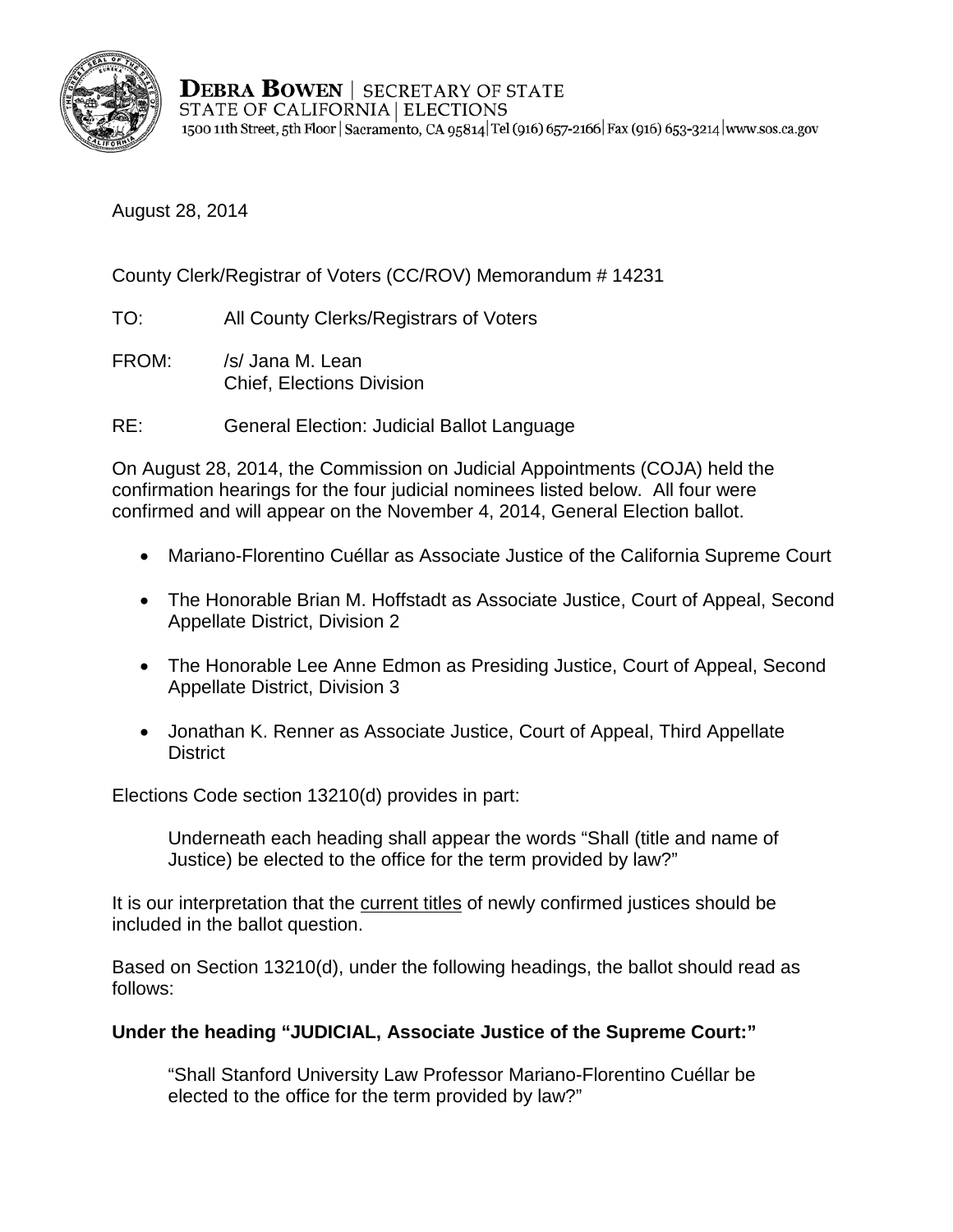**DEBRA BOWEN** | SECRETARY OF STATE
STATE OF CALIFORNIA | ELECTIONS
1500 11th Street, 5th Floor | Sacramento, CA 95814 | Tel (916) 657-2166 | Fax (916) 653-3214 | www.sos.ca.gov

August 28, 2014

County Clerk/Registrar of Voters (CC/ROV) Memorandum # 14231

TO: All County Clerks/Registrars of Voters

FROM: /s/ Jana M. Lean
Chief, Elections Division

RE: General Election: Judicial Ballot Language

On August 28, 2014, the Commission on Judicial Appointments (COJA) held the confirmation hearings for the four judicial nominees listed below. All four were confirmed and will appear on the November 4, 2014, General Election ballot.

- Mariano-Florentino Cuéllar as Associate Justice of the California Supreme Court
- The Honorable Brian M. Hoffstadt as Associate Justice, Court of Appeal, Second Appellate District, Division 2
- The Honorable Lee Anne Edmon as Presiding Justice, Court of Appeal, Second Appellate District, Division 3
- Jonathan K. Renner as Associate Justice, Court of Appeal, Third Appellate District

Elections Code section 13210(d) provides in part:

> Underneath each heading shall appear the words "Shall (title and name of Justice) be elected to the office for the term provided by law?"

It is our interpretation that the current titles of newly confirmed justices should be included in the ballot question.

Based on Section 13210(d), under the following headings, the ballot should read as follows:

**Under the heading "JUDICIAL, Associate Justice of the Supreme Court:"**

> "Shall Stanford University Law Professor Mariano-Florentino Cuéllar be elected to the office for the term provided by law?"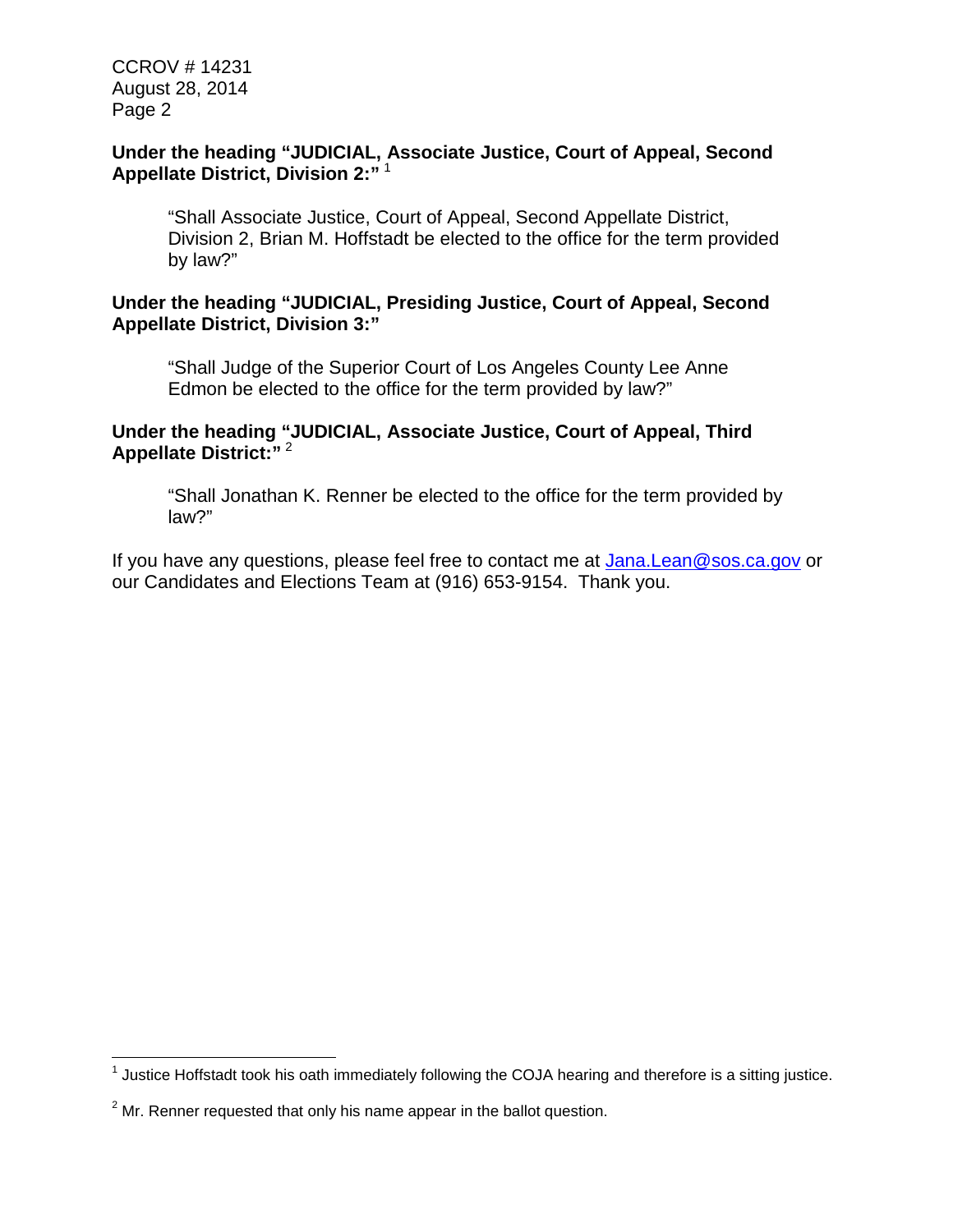**Under the heading "JUDICIAL, Associate Justice, Court of Appeal, Second Appellate District, Division 2:"** [1]

> "Shall Associate Justice, Court of Appeal, Second Appellate District, Division 2, Brian M. Hoffstadt be elected to the office for the term provided by law?"

**Under the heading "JUDICIAL, Presiding Justice, Court of Appeal, Second Appellate District, Division 3:"**

> "Shall Judge of the Superior Court of Los Angeles County Lee Anne Edmon be elected to the office for the term provided by law?"

**Under the heading "JUDICIAL, Associate Justice, Court of Appeal, Third Appellate District:"** [2]

> "Shall Jonathan K. Renner be elected to the office for the term provided by law?"

If you have any questions, please feel free to contact me at Jana.Lean@sos.ca.gov or our Candidates and Elections Team at (916) 653-9154. Thank you.

---

[1] Justice Hoffstadt took his oath immediately following the COJA hearing and therefore is a sitting justice.

[2] Mr. Renner requested that only his name appear in the ballot question.